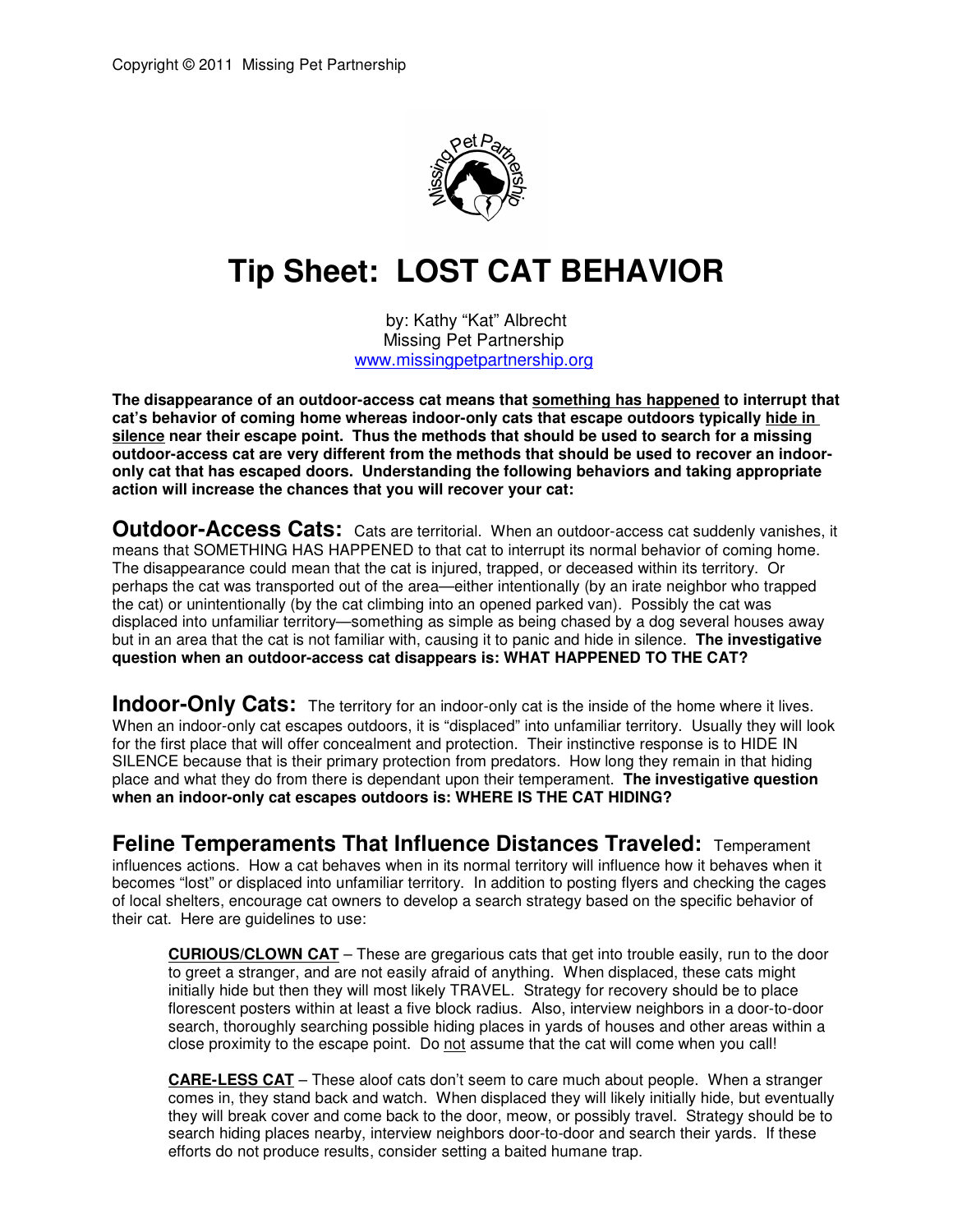Copyright © 2011 Missing Pet Partnership

# Tip Sheet: LOST CAT BEHAVIOR

by: Kathy "Kat" Albrecht
Missing Pet Partnership
www.missingpetpartnership.org

**The disappearance of an outdoor-access cat means that something has happened to interrupt that cat's behavior of coming home whereas indoor-only cats that escape outdoors typically hide in silence near their escape point. Thus the methods that should be used to search for a missing outdoor-access cat are very different from the methods that should be used to recover an indoor-only cat that has escaped doors. Understanding the following behaviors and taking appropriate action will increase the chances that you will recover your cat:**

**Outdoor-Access Cats:** Cats are territorial. When an outdoor-access cat suddenly vanishes, it means that SOMETHING HAS HAPPENED to that cat to interrupt its normal behavior of coming home. The disappearance could mean that the cat is injured, trapped, or deceased within its territory. Or perhaps the cat was transported out of the area—either intentionally (by an irate neighbor who trapped the cat) or unintentionally (by the cat climbing into an opened parked van). Possibly the cat was displaced into unfamiliar territory—something as simple as being chased by a dog several houses away but in an area that the cat is not familiar with, causing it to panic and hide in silence. **The investigative question when an outdoor-access cat disappears is: WHAT HAPPENED TO THE CAT?**

**Indoor-Only Cats:** The territory for an indoor-only cat is the inside of the home where it lives. When an indoor-only cat escapes outdoors, it is "displaced" into unfamiliar territory. Usually they will look for the first place that will offer concealment and protection. Their instinctive response is to HIDE IN SILENCE because that is their primary protection from predators. How long they remain in that hiding place and what they do from there is dependant upon their temperament. **The investigative question when an indoor-only cat escapes outdoors is: WHERE IS THE CAT HIDING?**

**Feline Temperaments That Influence Distances Traveled:** Temperament influences actions. How a cat behaves when in its normal territory will influence how it behaves when it becomes "lost" or displaced into unfamiliar territory. In addition to posting flyers and checking the cages of local shelters, encourage cat owners to develop a search strategy based on the specific behavior of their cat. Here are guidelines to use:

**CURIOUS/CLOWN CAT** – These are gregarious cats that get into trouble easily, run to the door to greet a stranger, and are not easily afraid of anything. When displaced, these cats might initially hide but then they will most likely TRAVEL. Strategy for recovery should be to place florescent posters within at least a five block radius. Also, interview neighbors in a door-to-door search, thoroughly searching possible hiding places in yards of houses and other areas within a close proximity to the escape point. Do not assume that the cat will come when you call!

**CARE-LESS CAT** – These aloof cats don't seem to care much about people. When a stranger comes in, they stand back and watch. When displaced they will likely initially hide, but eventually they will break cover and come back to the door, meow, or possibly travel. Strategy should be to search hiding places nearby, interview neighbors door-to-door and search their yards. If these efforts do not produce results, consider setting a baited humane trap.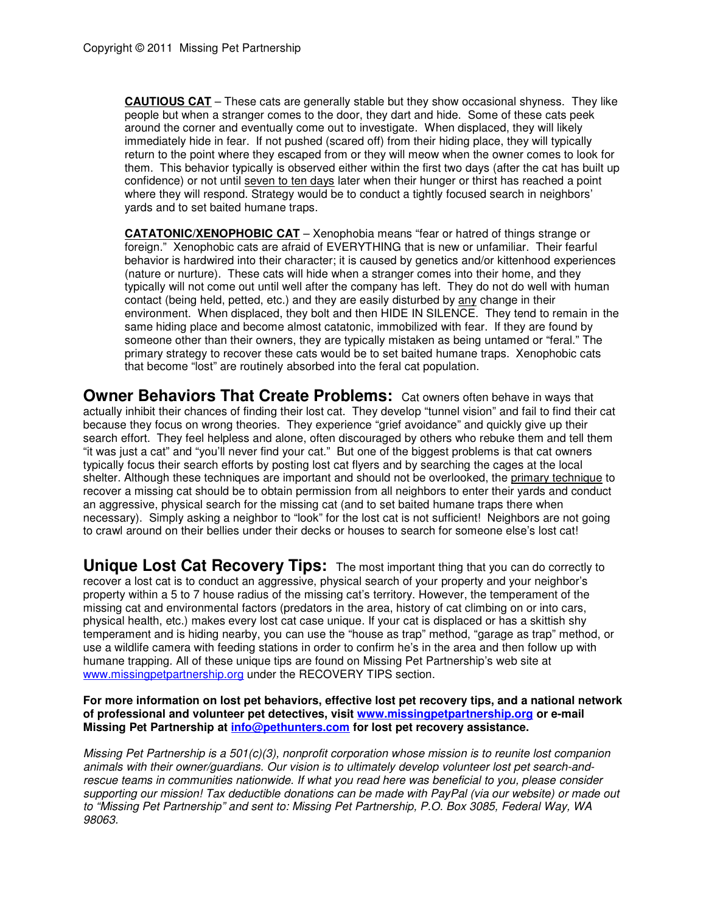**CAUTIOUS CAT** – These cats are generally stable but they show occasional shyness. They like people but when a stranger comes to the door, they dart and hide. Some of these cats peek around the corner and eventually come out to investigate. When displaced, they will likely immediately hide in fear. If not pushed (scared off) from their hiding place, they will typically return to the point where they escaped from or they will meow when the owner comes to look for them. This behavior typically is observed either within the first two days (after the cat has built up confidence) or not until seven to ten days later when their hunger or thirst has reached a point where they will respond. Strategy would be to conduct a tightly focused search in neighbors' yards and to set baited humane traps.

**CATATONIC/XENOPHOBIC CAT** – Xenophobia means "fear or hatred of things strange or foreign." Xenophobic cats are afraid of EVERYTHING that is new or unfamiliar. Their fearful behavior is hardwired into their character; it is caused by genetics and/or kittenhood experiences (nature or nurture). These cats will hide when a stranger comes into their home, and they typically will not come out until well after the company has left. They do not do well with human contact (being held, petted, etc.) and they are easily disturbed by any change in their environment. When displaced, they bolt and then HIDE IN SILENCE. They tend to remain in the same hiding place and become almost catatonic, immobilized with fear. If they are found by someone other than their owners, they are typically mistaken as being untamed or "feral." The primary strategy to recover these cats would be to set baited humane traps. Xenophobic cats that become "lost" are routinely absorbed into the feral cat population.

## Owner Behaviors That Create Problems:

Cat owners often behave in ways that actually inhibit their chances of finding their lost cat. They develop "tunnel vision" and fail to find their cat because they focus on wrong theories. They experience "grief avoidance" and quickly give up their search effort. They feel helpless and alone, often discouraged by others who rebuke them and tell them "it was just a cat" and "you'll never find your cat." But one of the biggest problems is that cat owners typically focus their search efforts by posting lost cat flyers and by searching the cages at the local shelter. Although these techniques are important and should not be overlooked, the primary technique to recover a missing cat should be to obtain permission from all neighbors to enter their yards and conduct an aggressive, physical search for the missing cat (and to set baited humane traps there when necessary). Simply asking a neighbor to "look" for the lost cat is not sufficient! Neighbors are not going to crawl around on their bellies under their decks or houses to search for someone else's lost cat!

## Unique Lost Cat Recovery Tips:

The most important thing that you can do correctly to recover a lost cat is to conduct an aggressive, physical search of your property and your neighbor's property within a 5 to 7 house radius of the missing cat's territory. However, the temperament of the missing cat and environmental factors (predators in the area, history of cat climbing on or into cars, physical health, etc.) makes every lost cat case unique. If your cat is displaced or has a skittish shy temperament and is hiding nearby, you can use the "house as trap" method, "garage as trap" method, or use a wildlife camera with feeding stations in order to confirm he's in the area and then follow up with humane trapping. All of these unique tips are found on Missing Pet Partnership's web site at www.missingpetpartnership.org under the RECOVERY TIPS section.

**For more information on lost pet behaviors, effective lost pet recovery tips, and a national network of professional and volunteer pet detectives, visit www.missingpetpartnership.org or e-mail Missing Pet Partnership at info@pethunters.com for lost pet recovery assistance.**

*Missing Pet Partnership is a 501(c)(3), nonprofit corporation whose mission is to reunite lost companion animals with their owner/guardians. Our vision is to ultimately develop volunteer lost pet search-and-rescue teams in communities nationwide. If what you read here was beneficial to you, please consider supporting our mission! Tax deductible donations can be made with PayPal (via our website) or made out to "Missing Pet Partnership" and sent to: Missing Pet Partnership, P.O. Box 3085, Federal Way, WA 98063.*